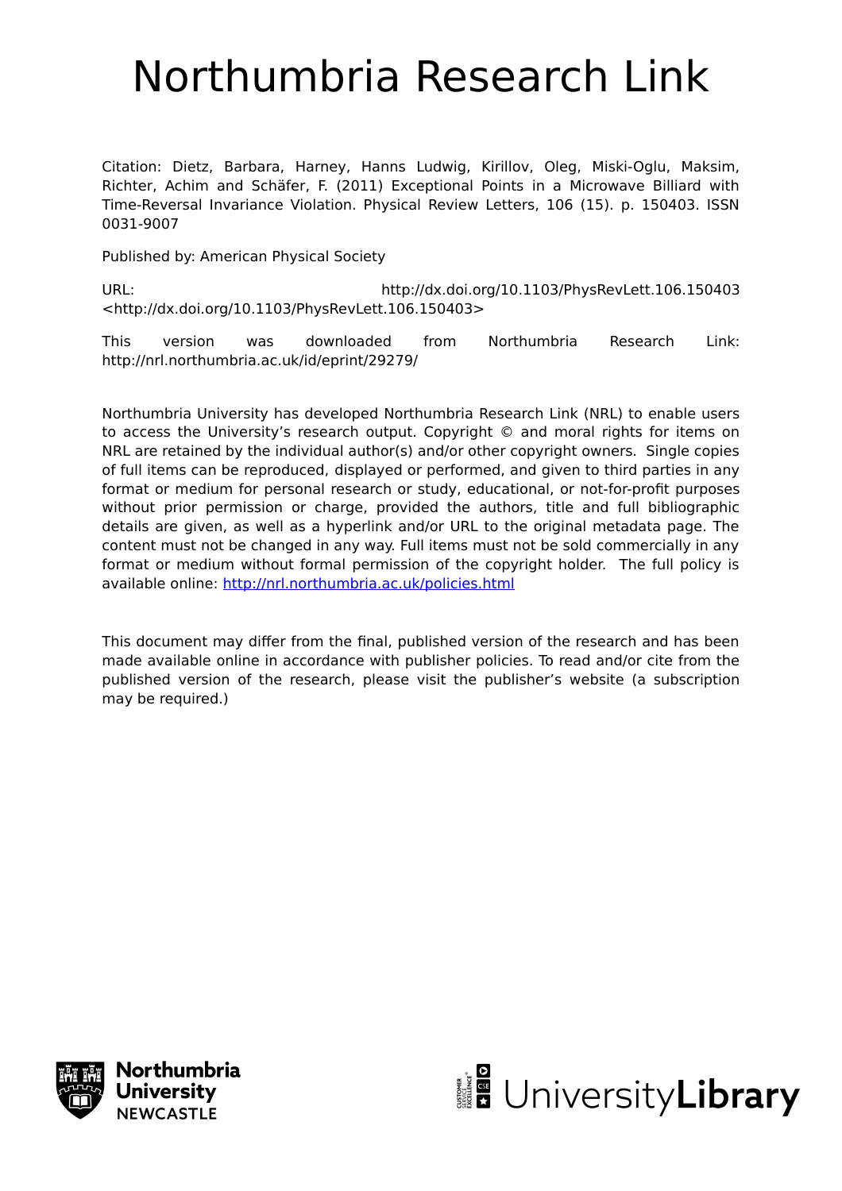# Northumbria Research Link

Citation: Dietz, Barbara, Harney, Hanns Ludwig, Kirillov, Oleg, Miski-Oglu, Maksim, Richter, Achim and Schäfer, F. (2011) Exceptional Points in a Microwave Billiard with Time-Reversal Invariance Violation. Physical Review Letters, 106 (15). p. 150403. ISSN 0031-9007

Published by: American Physical Society

URL: http://dx.doi.org/10.1103/PhysRevLett.106.150403 <http://dx.doi.org/10.1103/PhysRevLett.106.150403>

This version was downloaded from Northumbria Research Link: http://nrl.northumbria.ac.uk/id/eprint/29279/

Northumbria University has developed Northumbria Research Link (NRL) to enable users to access the University's research output. Copyright © and moral rights for items on NRL are retained by the individual author(s) and/or other copyright owners. Single copies of full items can be reproduced, displayed or performed, and given to third parties in any format or medium for personal research or study, educational, or not-for-profit purposes without prior permission or charge, provided the authors, title and full bibliographic details are given, as well as a hyperlink and/or URL to the original metadata page. The content must not be changed in any way. Full items must not be sold commercially in any format or medium without formal permission of the copyright holder. The full policy is available online: http://nrl.northumbria.ac.uk/policies.html

This document may differ from the final, published version of the research and has been made available online in accordance with publisher policies. To read and/or cite from the published version of the research, please visit the publisher's website (a subscription may be required.)

Northumbria University NEWCASTLE

UniversityLibrary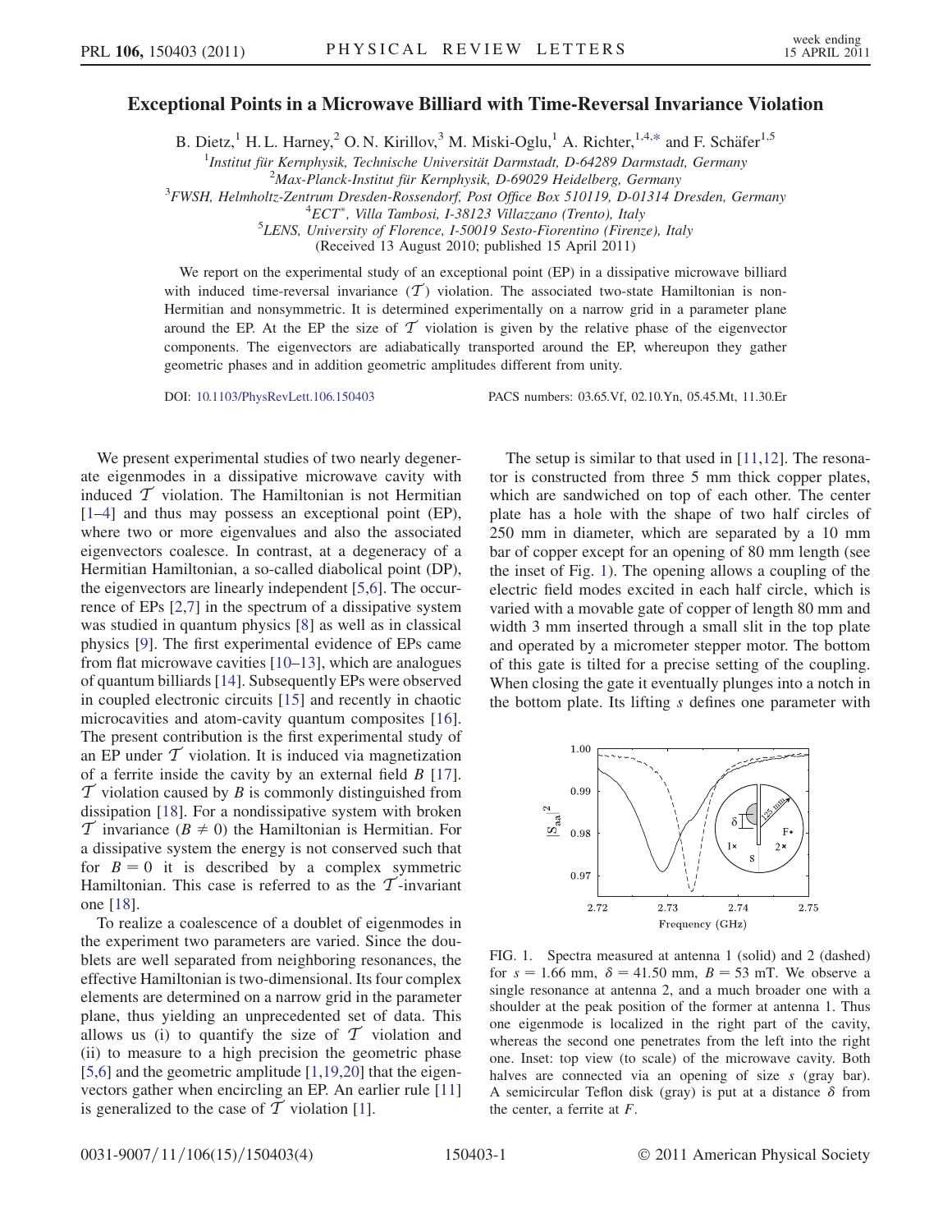# Exceptional Points in a Microwave Billiard with Time-Reversal Invariance Violation

B. Dietz,[1] H. L. Harney,[2] O. N. Kirillov,[3] M. Miski-Oglu,[1] A. Richter,[1,4,*] and F. Schäfer[1,5]

[1]*Institut für Kernphysik, Technische Universität Darmstadt, D-64289 Darmstadt, Germany*
[2]*Max-Planck-Institut für Kernphysik, D-69029 Heidelberg, Germany*
[3]*FWSH, Helmholtz-Zentrum Dresden-Rossendorf, Post Office Box 510119, D-01314 Dresden, Germany*
[4]*ECT*, Villa Tambosi, I-38123 Villazzano (Trento), Italy*
[5]*LENS, University of Florence, I-50019 Sesto-Fiorentino (Firenze), Italy*
(Received 13 August 2010; published 15 April 2011)

We report on the experimental study of an exceptional point (EP) in a dissipative microwave billiard with induced time-reversal invariance ($\mathcal{T}$) violation. The associated two-state Hamiltonian is non-Hermitian and nonsymmetric. It is determined experimentally on a narrow grid in a parameter plane around the EP. At the EP the size of $\mathcal{T}$ violation is given by the relative phase of the eigenvector components. The eigenvectors are adiabatically transported around the EP, whereupon they gather geometric phases and in addition geometric amplitudes different from unity.

DOI: 10.1103/PhysRevLett.106.150403 PACS numbers: 03.65.Vf, 02.10.Yn, 05.45.Mt, 11.30.Er

We present experimental studies of two nearly degenerate eigenmodes in a dissipative microwave cavity with induced $\mathcal{T}$ violation. The Hamiltonian is not Hermitian [1–4] and thus may possess an exceptional point (EP), where two or more eigenvalues and also the associated eigenvectors coalesce. In contrast, at a degeneracy of a Hermitian Hamiltonian, a so-called diabolical point (DP), the eigenvectors are linearly independent [5,6]. The occurrence of EPs [2,7] in the spectrum of a dissipative system was studied in quantum physics [8] as well as in classical physics [9]. The first experimental evidence of EPs came from flat microwave cavities [10–13], which are analogues of quantum billiards [14]. Subsequently EPs were observed in coupled electronic circuits [15] and recently in chaotic microcavities and atom-cavity quantum composites [16]. The present contribution is the first experimental study of an EP under $\mathcal{T}$ violation. It is induced via magnetization of a ferrite inside the cavity by an external field $B$ [17]. $\mathcal{T}$ violation caused by $B$ is commonly distinguished from dissipation [18]. For a nondissipative system with broken $\mathcal{T}$ invariance ($B \neq 0$) the Hamiltonian is Hermitian. For a dissipative system the energy is not conserved such that for $B = 0$ it is described by a complex symmetric Hamiltonian. This case is referred to as the $\mathcal{T}$-invariant one [18].

To realize a coalescence of a doublet of eigenmodes in the experiment two parameters are varied. Since the doublets are well separated from neighboring resonances, the effective Hamiltonian is two-dimensional. Its four complex elements are determined on a narrow grid in the parameter plane, thus yielding an unprecedented set of data. This allows us (i) to quantify the size of $\mathcal{T}$ violation and (ii) to measure to a high precision the geometric phase [5,6] and the geometric amplitude [1,19,20] that the eigenvectors gather when encircling an EP. An earlier rule [11] is generalized to the case of $\mathcal{T}$ violation [1].

The setup is similar to that used in [11,12]. The resonator is constructed from three 5 mm thick copper plates, which are sandwiched on top of each other. The center plate has a hole with the shape of two half circles of 250 mm in diameter, which are separated by a 10 mm bar of copper except for an opening of 80 mm length (see the inset of Fig. 1). The opening allows a coupling of the electric field modes excited in each half circle, which is varied with a movable gate of copper of length 80 mm and width 3 mm inserted through a small slit in the top plate and operated by a micrometer stepper motor. The bottom of this gate is tilted for a precise setting of the coupling. When closing the gate it eventually plunges into a notch in the bottom plate. Its lifting $s$ defines one parameter with

FIG. 1. Spectra measured at antenna 1 (solid) and 2 (dashed) for $s = 1.66$ mm, $\delta = 41.50$ mm, $B = 53$ mT. We observe a single resonance at antenna 2, and a much broader one with a shoulder at the peak position of the former at antenna 1. Thus one eigenmode is localized in the right part of the cavity, whereas the second one penetrates from the left into the right one. Inset: top view (to scale) of the microwave cavity. Both halves are connected via an opening of size $s$ (gray bar). A semicircular Teflon disk (gray) is put at a distance $\delta$ from the center, a ferrite at $F$.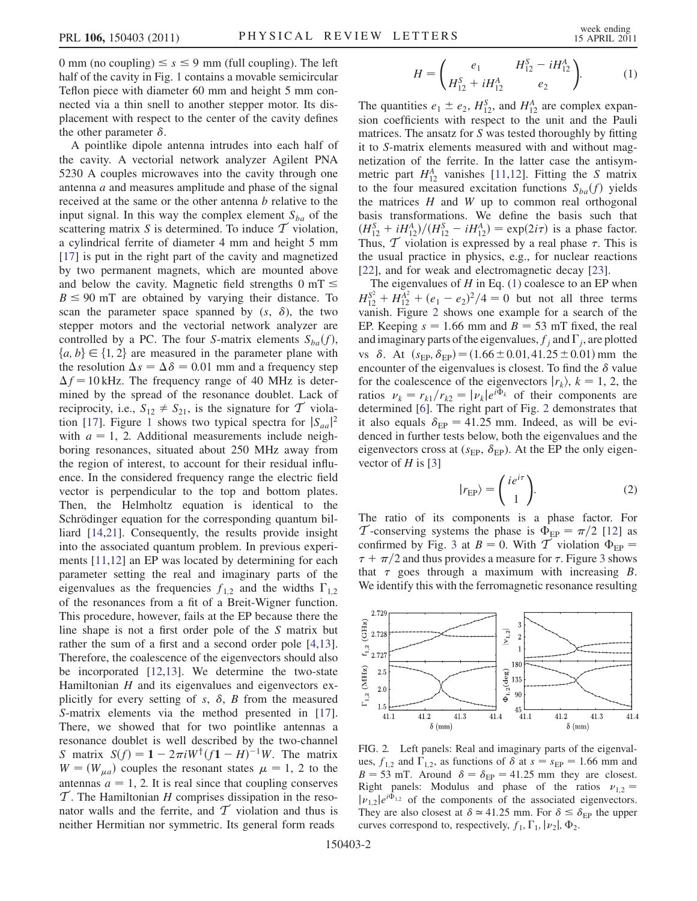0 mm (no coupling) $\leq s \leq 9$ mm (full coupling). The left half of the cavity in Fig. 1 contains a movable semicircular Teflon piece with diameter 60 mm and height 5 mm connected via a thin snell to another stepper motor. Its displacement with respect to the center of the cavity defines the other parameter $\delta$.

A pointlike dipole antenna intrudes into each half of the cavity. A vectorial network analyzer Agilent PNA 5230 A couples microwaves into the cavity through one antenna $a$ and measures amplitude and phase of the signal received at the same or the other antenna $b$ relative to the input signal. In this way the complex element $S_{ba}$ of the scattering matrix $S$ is determined. To induce $\mathcal{T}$ violation, a cylindrical ferrite of diameter 4 mm and height 5 mm [17] is put in the right part of the cavity and magnetized by two permanent magnets, which are mounted above and below the cavity. Magnetic field strengths 0 mT $\leq B \leq 90$ mT are obtained by varying their distance. To scan the parameter space spanned by $(s, \delta)$, the two stepper motors and the vectorial network analyzer are controlled by a PC. The four $S$-matrix elements $S_{ba}(f)$, $\{a, b\} \in \{1, 2\}$ are measured in the parameter plane with the resolution $\Delta s = \Delta\delta = 0.01$ mm and a frequency step $\Delta f = 10$ kHz. The frequency range of 40 MHz is determined by the spread of the resonance doublet. Lack of reciprocity, i.e., $S_{12} \neq S_{21}$, is the signature for $\mathcal{T}$ violation [17]. Figure 1 shows two typical spectra for $|S_{aa}|^2$ with $a = 1, 2$. Additional measurements include neighboring resonances, situated about 250 MHz away from the region of interest, to account for their residual influence. In the considered frequency range the electric field vector is perpendicular to the top and bottom plates. Then, the Helmholtz equation is identical to the Schrödinger equation for the corresponding quantum billiard [14,21]. Consequently, the results provide insight into the associated quantum problem. In previous experiments [11,12] an EP was located by determining for each parameter setting the real and imaginary parts of the eigenvalues as the frequencies $f_{1,2}$ and the widths $\Gamma_{1,2}$ of the resonances from a fit of a Breit-Wigner function. This procedure, however, fails at the EP because there the line shape is not a first order pole of the $S$ matrix but rather the sum of a first and a second order pole [4,13]. Therefore, the coalescence of the eigenvectors should also be incorporated [12,13]. We determine the two-state Hamiltonian $H$ and its eigenvalues and eigenvectors explicitly for every setting of $s$, $\delta$, $B$ from the measured $S$-matrix elements via the method presented in [17]. There, we showed that for two pointlike antennas a resonance doublet is well described by the two-channel $S$ matrix $S(f) = \mathbf{1} - 2\pi i W^{\dagger}(f\mathbf{1} - H)^{-1}W$. The matrix $W = (W_{\mu a})$ couples the resonant states $\mu = 1, 2$ to the antennas $a = 1, 2$. It is real since that coupling conserves $\mathcal{T}$. The Hamiltonian $H$ comprises dissipation in the resonator walls and the ferrite, and $\mathcal{T}$ violation and thus is neither Hermitian nor symmetric. Its general form reads

$$H = \begin{pmatrix} e_1 & H_{12}^S - iH_{12}^A \\ H_{12}^S + iH_{12}^A & e_2 \end{pmatrix}. \tag{1}$$

The quantities $e_1 \pm e_2$, $H_{12}^S$, and $H_{12}^A$ are complex expansion coefficients with respect to the unit and the Pauli matrices. The ansatz for $S$ was tested thoroughly by fitting it to $S$-matrix elements measured with and without magnetization of the ferrite. In the latter case the antisymmetric part $H_{12}^A$ vanishes [11,12]. Fitting the $S$ matrix to the four measured excitation functions $S_{ba}(f)$ yields the matrices $H$ and $W$ up to common real orthogonal basis transformations. We define the basis such that $(H_{12}^S + iH_{12}^A)/(H_{12}^S - iH_{12}^A) = \exp(2i\tau)$ is a phase factor. Thus, $\mathcal{T}$ violation is expressed by a real phase $\tau$. This is the usual practice in physics, e.g., for nuclear reactions [22], and for weak and electromagnetic decay [23].

The eigenvalues of $H$ in Eq. (1) coalesce to an EP when $H_{12}^{S^2} + H_{12}^{A^2} + (e_1 - e_2)^2/4 = 0$ but not all three terms vanish. Figure 2 shows one example for a search of the EP. Keeping $s = 1.66$ mm and $B = 53$ mT fixed, the real and imaginary parts of the eigenvalues, $f_j$ and $\Gamma_j$, are plotted vs $\delta$. At $(s_{\rm EP}, \delta_{\rm EP}) = (1.66 \pm 0.01, 41.25 \pm 0.01)$ mm the encounter of the eigenvalues is closest. To find the $\delta$ value for the coalescence of the eigenvectors $|r_k\rangle$, $k = 1, 2$, the ratios $\nu_k = r_{k1}/r_{k2} = |\nu_k|e^{i\Phi_k}$ of their components are determined [6]. The right part of Fig. 2 demonstrates that it also equals $\delta_{\rm EP} = 41.25$ mm. Indeed, as will be evidenced in further tests below, both the eigenvalues and the eigenvectors cross at $(s_{\rm EP}, \delta_{\rm EP})$. At the EP the only eigenvector of $H$ is [3]

$$|r_{\rm EP}\rangle = \begin{pmatrix} ie^{i\tau} \\ 1 \end{pmatrix}. \tag{2}$$

The ratio of its components is a phase factor. For $\mathcal{T}$-conserving systems the phase is $\Phi_{\rm EP} = \pi/2$ [12] as confirmed by Fig. 3 at $B = 0$. With $\mathcal{T}$ violation $\Phi_{\rm EP} = \tau + \pi/2$ and thus provides a measure for $\tau$. Figure 3 shows that $\tau$ goes through a maximum with increasing $B$. We identify this with the ferromagnetic resonance resulting

FIG. 2. Left panels: Real and imaginary parts of the eigenvalues, $f_{1,2}$ and $\Gamma_{1,2}$, as functions of $\delta$ at $s = s_{\rm EP} = 1.66$ mm and $B = 53$ mT. Around $\delta = \delta_{\rm EP} = 41.25$ mm they are closest. Right panels: Modulus and phase of the ratios $\nu_{1,2} = |\nu_{1,2}|e^{i\Phi_{1,2}}$ of the components of the associated eigenvectors. They are also closest at $\delta \simeq 41.25$ mm. For $\delta \leq \delta_{\rm EP}$ the upper curves correspond to, respectively, $f_1$, $\Gamma_1$, $|\nu_2|$, $\Phi_2$.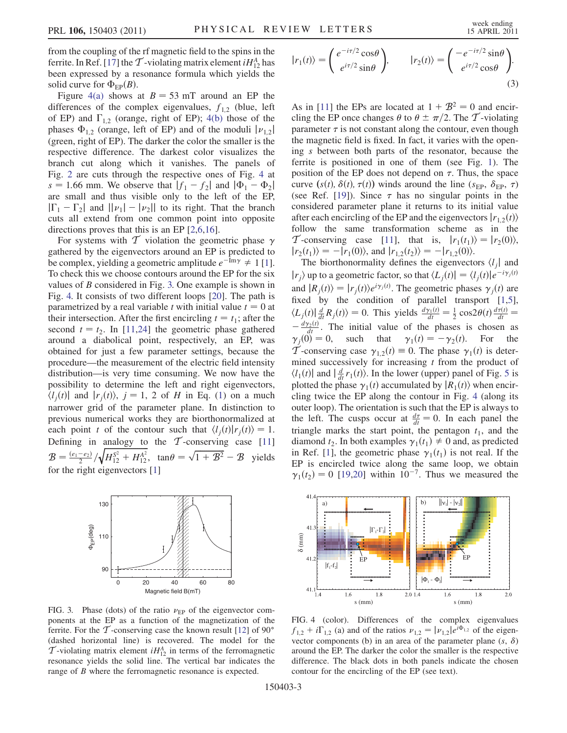from the coupling of the rf magnetic field to the spins in the ferrite. In Ref. [17] the $\mathcal{T}$-violating matrix element $iH_{12}^{A}$ has been expressed by a resonance formula which yields the solid curve for $\Phi_{\rm EP}(B)$.

Figure 4(a) shows at $B = 53$ mT around an EP the differences of the complex eigenvalues, $f_{1,2}$ (blue, left of EP) and $\Gamma_{1,2}$ (orange, right of EP); 4(b) those of the phases $\Phi_{1,2}$ (orange, left of EP) and of the moduli $|\nu_{1,2}|$ (green, right of EP). The darker the color the smaller is the respective difference. The darkest color visualizes the branch cut along which it vanishes. The panels of Fig. 2 are cuts through the respective ones of Fig. 4 at $s = 1.66$ mm. We observe that $|f_1 - f_2|$ and $|\Phi_1 - \Phi_2|$ are small and thus visible only to the left of the EP, $|\Gamma_1 - \Gamma_2|$ and $||\nu_1| - |\nu_2||$ to its right. That the branch cuts all extend from one common point into opposite directions proves that this is an EP [2,6,16].

For systems with $\mathcal{T}$ violation the geometric phase $\gamma$ gathered by the eigenvectors around an EP is predicted to be complex, yielding a geometric amplitude $e^{-{\rm Im}\gamma} \neq 1$ [1]. To check this we choose contours around the EP for the six values of $B$ considered in Fig. 3. One example is shown in Fig. 4. It consists of two different loops [20]. The path is parametrized by a real variable $t$ with initial value $t = 0$ at their intersection. After the first encircling $t = t_1$; after the second $t = t_2$. In [11,24] the geometric phase gathered around a diabolical point, respectively, an EP, was obtained for just a few parameter settings, because the procedure—the measurement of the electric field intensity distribution—is very time consuming. We now have the possibility to determine the left and right eigenvectors, $\langle l_j(t)|$ and $|r_j(t)\rangle$, $j = 1, 2$ of $H$ in Eq. (1) on a much narrower grid of the parameter plane. In distinction to previous numerical works they are biorthonormalized at each point $t$ of the contour such that $\langle l_j(t)|r_j(t)\rangle = 1$. Defining in analogy to the $\mathcal{T}$-conserving case [11] $\mathcal{B} = \frac{(e_1 - e_2)}{2}/\sqrt{H_{12}^{S^2} + H_{12}^{A^2}}$, $\tan\theta = \sqrt{1 + \mathcal{B}^2} - \mathcal{B}$ yields for the right eigenvectors [1]

$$|r_1(t)\rangle = \begin{pmatrix} e^{-i\tau/2}\cos\theta \\ e^{i\tau/2}\sin\theta \end{pmatrix}, \qquad |r_2(t)\rangle = \begin{pmatrix} -e^{-i\tau/2}\sin\theta \\ e^{i\tau/2}\cos\theta \end{pmatrix}. \tag{3}$$

As in [11] the EPs are located at $1 + \mathcal{B}^2 = 0$ and encircling the EP once changes $\theta$ to $\theta \pm \pi/2$. The $\mathcal{T}$-violating parameter $\tau$ is not constant along the contour, even though the magnetic field is fixed. In fact, it varies with the opening $s$ between both parts of the resonator, because the ferrite is positioned in one of them (see Fig. 1). The position of the EP does not depend on $\tau$. Thus, the space curve $(s(t), \delta(t), \tau(t))$ winds around the line $(s_{\rm EP}, \delta_{\rm EP}, \tau)$ (see Ref. [19]). Since $\tau$ has no singular points in the considered parameter plane it returns to its initial value after each encircling of the EP and the eigenvectors $|r_{1,2}(t)\rangle$ follow the same transformation scheme as in the $\mathcal{T}$-conserving case [11], that is, $|r_1(t_1)\rangle = |r_2(0)\rangle$, $|r_2(t_1)\rangle = -|r_1(0)\rangle$, and $|r_{1,2}(t_2)\rangle = -|r_{1,2}(0)\rangle$.

The biorthonormality defines the eigenvectors $\langle l_j|$ and $|r_j\rangle$ up to a geometric factor, so that $\langle L_j(t)| = \langle l_j(t)|e^{-i\gamma_j(t)}$ and $|R_j(t)\rangle = |r_j(t)\rangle e^{i\gamma_j(t)}$. The geometric phases $\gamma_j(t)$ are fixed by the condition of parallel transport [1,5], $\langle L_j(t)|\frac{d}{dt}R_j(t)\rangle = 0$. This yields $\frac{d\gamma_1(t)}{dt} = \frac{1}{2}\cos2\theta(t)\frac{d\tau(t)}{dt} = -\frac{d\gamma_2(t)}{dt}$. The initial value of the phases is chosen as $\gamma_j(0) = 0$, such that $\gamma_1(t) = -\gamma_2(t)$. For the $\mathcal{T}$-conserving case $\gamma_{1,2}(t) \equiv 0$. The phase $\gamma_1(t)$ is determined successively for increasing $t$ from the product of $\langle l_1(t)|$ and $|\frac{d}{dt}r_1(t)\rangle$. In the lower (upper) panel of Fig. 5 is plotted the phase $\gamma_1(t)$ accumulated by $|R_1(t)\rangle$ when encircling twice the EP along the contour in Fig. 4 (along its outer loop). The orientation is such that the EP is always to the left. The cusps occur at $\frac{d\tau}{dt} = 0$. In each panel the triangle marks the start point, the pentagon $t_1$, and the diamond $t_2$. In both examples $\gamma_1(t_1) \neq 0$ and, as predicted in Ref. [1], the geometric phase $\gamma_1(t_1)$ is not real. If the EP is encircled twice along the same loop, we obtain $\gamma_1(t_2) = 0$ [19,20] within $10^{-7}$. Thus we measured the

FIG. 3. Phase (dots) of the ratio $\nu_{\rm EP}$ of the eigenvector components at the EP as a function of the magnetization of the ferrite. For the $\mathcal{T}$-conserving case the known result [12] of 90° (dashed horizontal line) is recovered. The model for the $\mathcal{T}$-violating matrix element $iH_{12}^{A}$ in terms of the ferromagnetic resonance yields the solid line. The vertical bar indicates the range of $B$ where the ferromagnetic resonance is expected.

FIG. 4 (color). Differences of the complex eigenvalues $f_{1,2} + i\Gamma_{1,2}$ (a) and of the ratios $\nu_{1,2} = |\nu_{1,2}|e^{i\Phi_{1,2}}$ of the eigenvector components (b) in an area of the parameter plane $(s, \delta)$ around the EP. The darker the color the smaller is the respective difference. The black dots in both panels indicate the chosen contour for the encircling of the EP (see text).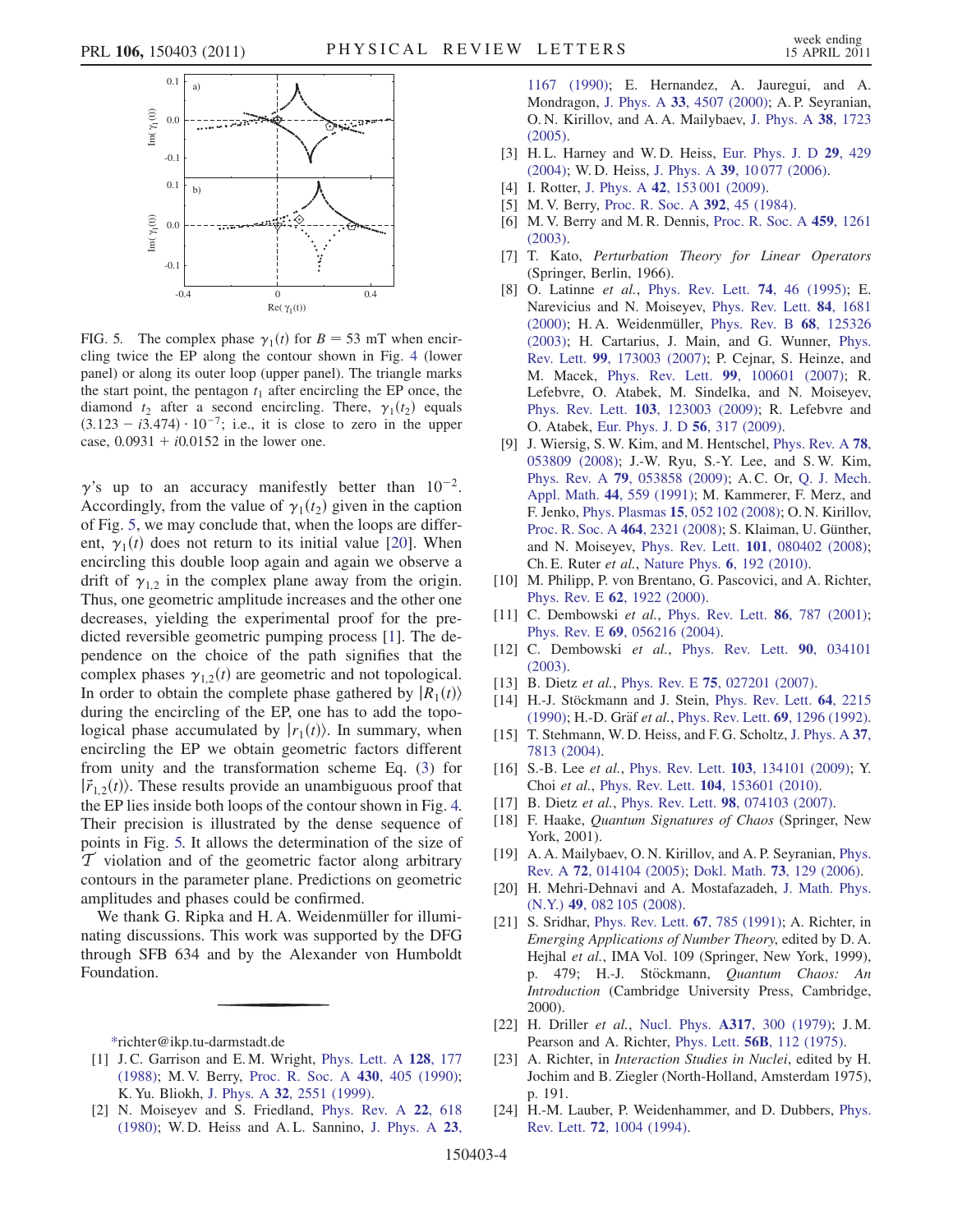a)

0.1

0.0

-0.1

Im( $\gamma_1(t)$ )

b)

0.1

0.0

-0.1

Im( $\gamma_1(t)$ )

-0.4 0 0.4

Re( $\gamma_1(t)$ )

FIG. 5. The complex phase $\gamma_1(t)$ for $B = 53$ mT when encircling twice the EP along the contour shown in Fig. 4 (lower panel) or along its outer loop (upper panel). The triangle marks the start point, the pentagon $t_1$ after encircling the EP once, the diamond $t_2$ after a second encircling. There, $\gamma_1(t_2)$ equals $(3.123 - i3.474) \cdot 10^{-7}$; i.e., it is close to zero in the upper case, $0.0931 + i0.0152$ in the lower one.

$\gamma$'s up to an accuracy manifestly better than $10^{-2}$. Accordingly, from the value of $\gamma_1(t_2)$ given in the caption of Fig. 5, we may conclude that, when the loops are different, $\gamma_1(t)$ does not return to its initial value [20]. When encircling this double loop again and again we observe a drift of $\gamma_{1,2}$ in the complex plane away from the origin. Thus, one geometric amplitude increases and the other one decreases, yielding the experimental proof for the predicted reversible geometric pumping process [1]. The dependence on the choice of the path signifies that the complex phases $\gamma_{1,2}(t)$ are geometric and not topological. In order to obtain the complete phase gathered by $|R_1(t)\rangle$ during the encircling of the EP, one has to add the topological phase accumulated by $|r_1(t)\rangle$. In summary, when encircling the EP we obtain geometric factors different from unity and the transformation scheme Eq. (3) for $|\vec{r}_{1,2}(t)\rangle$. These results provide an unambiguous proof that the EP lies inside both loops of the contour shown in Fig. 4. Their precision is illustrated by the dense sequence of points in Fig. 5. It allows the determination of the size of $\mathcal{T}$ violation and of the geometric factor along arbitrary contours in the parameter plane. Predictions on geometric amplitudes and phases could be confirmed.

We thank G. Ripka and H. A. Weidenmüller for illuminating discussions. This work was supported by the DFG through SFB 634 and by the Alexander von Humboldt Foundation.

*richter@ikp.tu-darmstadt.de

[1] J. C. Garrison and E. M. Wright, Phys. Lett. A **128**, 177 (1988); M. V. Berry, Proc. R. Soc. A **430**, 405 (1990); K. Yu. Bliokh, J. Phys. A **32**, 2551 (1999).

[2] N. Moiseyev and S. Friedland, Phys. Rev. A **22**, 618 (1980); W. D. Heiss and A. L. Sannino, J. Phys. A **23**, 1167 (1990); E. Hernandez, A. Jauregui, and A. Mondragon, J. Phys. A **33**, 4507 (2000); A. P. Seyranian, O. N. Kirillov, and A. A. Mailybaev, J. Phys. A **38**, 1723 (2005).

[3] H. L. Harney and W. D. Heiss, Eur. Phys. J. D **29**, 429 (2004); W. D. Heiss, J. Phys. A **39**, 10 077 (2006).

[4] I. Rotter, J. Phys. A **42**, 153 001 (2009).

[5] M. V. Berry, Proc. R. Soc. A **392**, 45 (1984).

[6] M. V. Berry and M. R. Dennis, Proc. R. Soc. A **459**, 1261 (2003).

[7] T. Kato, *Perturbation Theory for Linear Operators* (Springer, Berlin, 1966).

[8] O. Latinne *et al.*, Phys. Rev. Lett. **74**, 46 (1995); E. Narevicius and N. Moiseyev, Phys. Rev. Lett. **84**, 1681 (2000); H. A. Weidenmüller, Phys. Rev. B **68**, 125326 (2003); H. Cartarius, J. Main, and G. Wunner, Phys. Rev. Lett. **99**, 173003 (2007); P. Cejnar, S. Heinze, and M. Macek, Phys. Rev. Lett. **99**, 100601 (2007); R. Lefebvre, O. Atabek, M. Sindelka, and N. Moiseyev, Phys. Rev. Lett. **103**, 123003 (2009); R. Lefebvre and O. Atabek, Eur. Phys. J. D **56**, 317 (2009).

[9] J. Wiersig, S. W. Kim, and M. Hentschel, Phys. Rev. A **78**, 053809 (2008); J.-W. Ryu, S.-Y. Lee, and S. W. Kim, Phys. Rev. A **79**, 053858 (2009); A. C. Or, Q. J. Mech. Appl. Math. **44**, 559 (1991); M. Kammerer, F. Merz, and F. Jenko, Phys. Plasmas **15**, 052 102 (2008); O. N. Kirillov, Proc. R. Soc. A **464**, 2321 (2008); S. Klaiman, U. Günther, and N. Moiseyev, Phys. Rev. Lett. **101**, 080402 (2008); Ch. E. Ruter *et al.*, Nature Phys. **6**, 192 (2010).

[10] M. Philipp, P. von Brentano, G. Pascovici, and A. Richter, Phys. Rev. E **62**, 1922 (2000).

[11] C. Dembowski *et al.*, Phys. Rev. Lett. **86**, 787 (2001); Phys. Rev. E **69**, 056216 (2004).

[12] C. Dembowski *et al.*, Phys. Rev. Lett. **90**, 034101 (2003).

[13] B. Dietz *et al.*, Phys. Rev. E **75**, 027201 (2007).

[14] H.-J. Stöckmann and J. Stein, Phys. Rev. Lett. **64**, 2215 (1990); H.-D. Gräf *et al.*, Phys. Rev. Lett. **69**, 1296 (1992).

[15] T. Stehmann, W. D. Heiss, and F. G. Scholtz, J. Phys. A **37**, 7813 (2004).

[16] S.-B. Lee *et al.*, Phys. Rev. Lett. **103**, 134101 (2009); Y. Choi *et al.*, Phys. Rev. Lett. **104**, 153601 (2010).

[17] B. Dietz *et al.*, Phys. Rev. Lett. **98**, 074103 (2007).

[18] F. Haake, *Quantum Signatures of Chaos* (Springer, New York, 2001).

[19] A. A. Mailybaev, O. N. Kirillov, and A. P. Seyranian, Phys. Rev. A **72**, 014104 (2005); Dokl. Math. **73**, 129 (2006).

[20] H. Mehri-Dehnavi and A. Mostafazadeh, J. Math. Phys. (N.Y.) **49**, 082 105 (2008).

[21] S. Sridhar, Phys. Rev. Lett. **67**, 785 (1991); A. Richter, in *Emerging Applications of Number Theory*, edited by D. A. Hejhal *et al.*, IMA Vol. 109 (Springer, New York, 1999), p. 479; H.-J. Stöckmann, *Quantum Chaos: An Introduction* (Cambridge University Press, Cambridge, 2000).

[22] H. Driller *et al.*, Nucl. Phys. **A317**, 300 (1979); J. M. Pearson and A. Richter, Phys. Lett. **56B**, 112 (1975).

[23] A. Richter, in *Interaction Studies in Nuclei*, edited by H. Jochim and B. Ziegler (North-Holland, Amsterdam 1975), p. 191.

[24] H.-M. Lauber, P. Weidenhammer, and D. Dubbers, Phys. Rev. Lett. **72**, 1004 (1994).